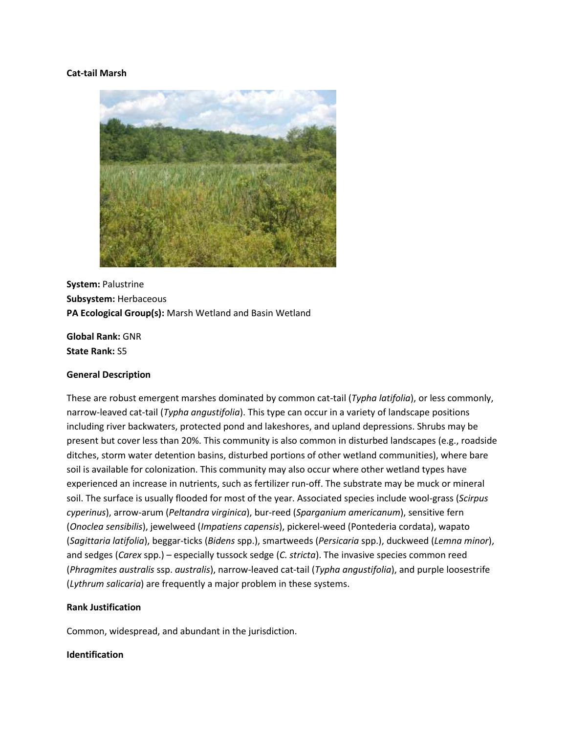# Cat-tail Marsh

**System:** Palustrine
**Subsystem:** Herbaceous
**PA Ecological Group(s):** Marsh Wetland and Basin Wetland

**Global Rank:** GNR
**State Rank:** S5

## General Description

These are robust emergent marshes dominated by common cat-tail (*Typha latifolia*), or less commonly, narrow-leaved cat-tail (*Typha angustifolia*). This type can occur in a variety of landscape positions including river backwaters, protected pond and lakeshores, and upland depressions. Shrubs may be present but cover less than 20%. This community is also common in disturbed landscapes (e.g., roadside ditches, storm water detention basins, disturbed portions of other wetland communities), where bare soil is available for colonization. This community may also occur where other wetland types have experienced an increase in nutrients, such as fertilizer run-off. The substrate may be muck or mineral soil. The surface is usually flooded for most of the year. Associated species include wool-grass (*Scirpus cyperinus*), arrow-arum (*Peltandra virginica*), bur-reed (*Sparganium americanum*), sensitive fern (*Onoclea sensibilis*), jewelweed (*Impatiens capensis*), pickerel-weed (Pontederia cordata), wapato (*Sagittaria latifolia*), beggar-ticks (*Bidens* spp.), smartweeds (*Persicaria* spp.), duckweed (*Lemna minor*), and sedges (*Carex* spp.) – especially tussock sedge (*C. stricta*). The invasive species common reed (*Phragmites australis* ssp. *australis*), narrow-leaved cat-tail (*Typha angustifolia*), and purple loosestrife (*Lythrum salicaria*) are frequently a major problem in these systems.

## Rank Justification

Common, widespread, and abundant in the jurisdiction.

## Identification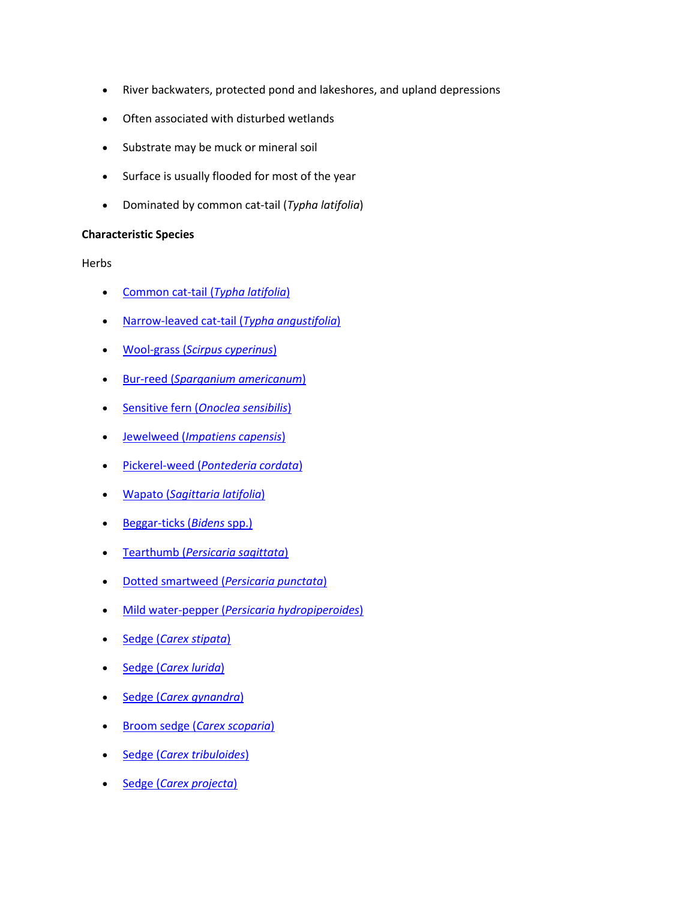- River backwaters, protected pond and lakeshores, and upland depressions
- Often associated with disturbed wetlands
- Substrate may be muck or mineral soil
- Surface is usually flooded for most of the year
- Dominated by common cat-tail (*Typha latifolia*)

**Characteristic Species**

Herbs

- Common cat-tail (*Typha latifolia*)
- Narrow-leaved cat-tail (*Typha angustifolia*)
- Wool-grass (*Scirpus cyperinus*)
- Bur-reed (*Sparganium americanum*)
- Sensitive fern (*Onoclea sensibilis*)
- Jewelweed (*Impatiens capensis*)
- Pickerel-weed (*Pontederia cordata*)
- Wapato (*Sagittaria latifolia*)
- Beggar-ticks (*Bidens* spp.)
- Tearthumb (*Persicaria sagittata*)
- Dotted smartweed (*Persicaria punctata*)
- Mild water-pepper (*Persicaria hydropiperoides*)
- Sedge (*Carex stipata*)
- Sedge (*Carex lurida*)
- Sedge (*Carex gynandra*)
- Broom sedge (*Carex scoparia*)
- Sedge (*Carex tribuloides*)
- Sedge (*Carex projecta*)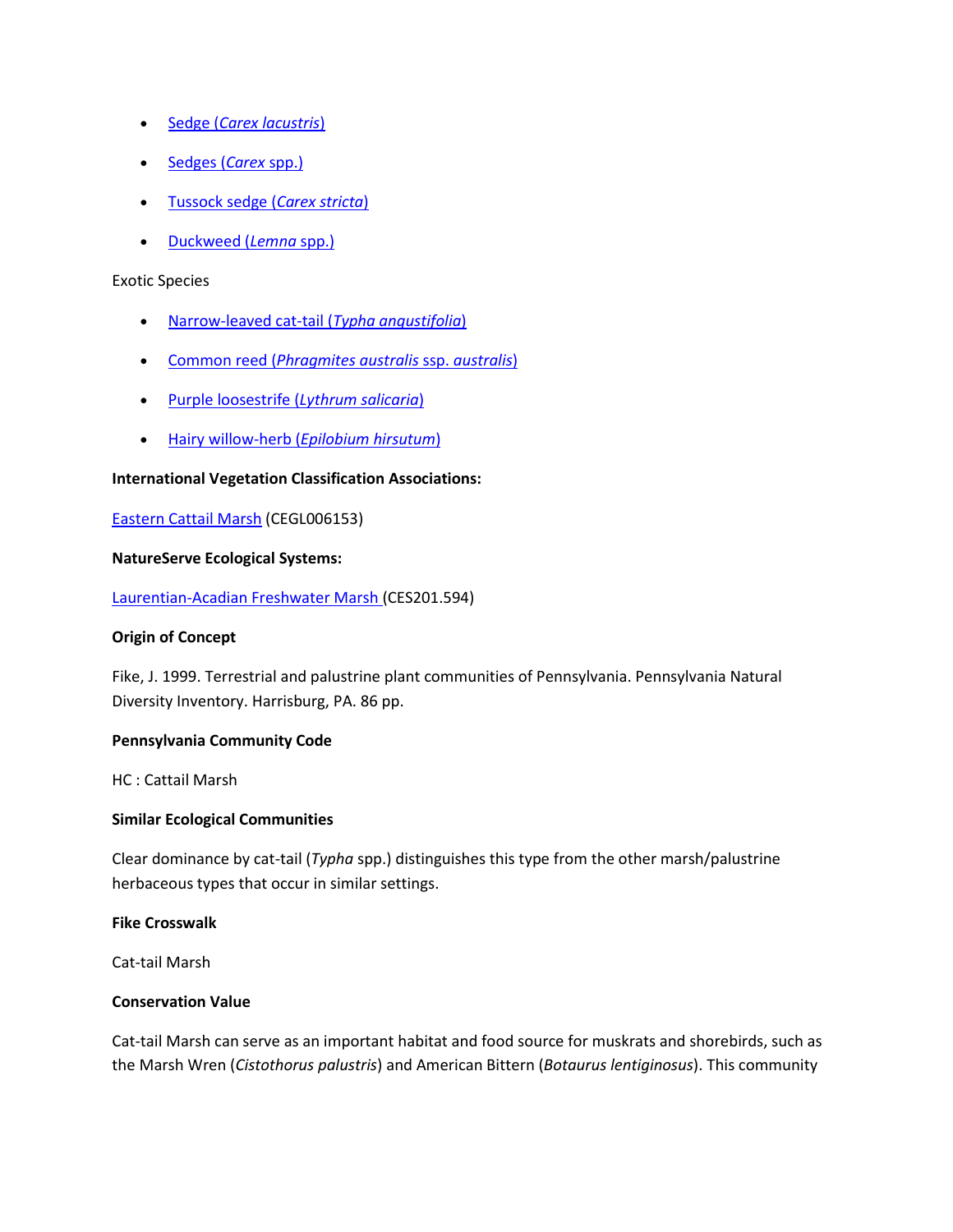- Sedge (*Carex lacustris*)
- Sedges (*Carex* spp.)
- Tussock sedge (*Carex stricta*)
- Duckweed (*Lemna* spp.)

Exotic Species

- Narrow-leaved cat-tail (*Typha angustifolia*)
- Common reed (*Phragmites australis* ssp. *australis*)
- Purple loosestrife (*Lythrum salicaria*)
- Hairy willow-herb (*Epilobium hirsutum*)

**International Vegetation Classification Associations:**

Eastern Cattail Marsh (CEGL006153)

**NatureServe Ecological Systems:**

Laurentian-Acadian Freshwater Marsh (CES201.594)

**Origin of Concept**

Fike, J. 1999. Terrestrial and palustrine plant communities of Pennsylvania. Pennsylvania Natural Diversity Inventory. Harrisburg, PA. 86 pp.

**Pennsylvania Community Code**

HC : Cattail Marsh

**Similar Ecological Communities**

Clear dominance by cat-tail (*Typha* spp.) distinguishes this type from the other marsh/palustrine herbaceous types that occur in similar settings.

**Fike Crosswalk**

Cat-tail Marsh

**Conservation Value**

Cat-tail Marsh can serve as an important habitat and food source for muskrats and shorebirds, such as the Marsh Wren (*Cistothorus palustris*) and American Bittern (*Botaurus lentiginosus*). This community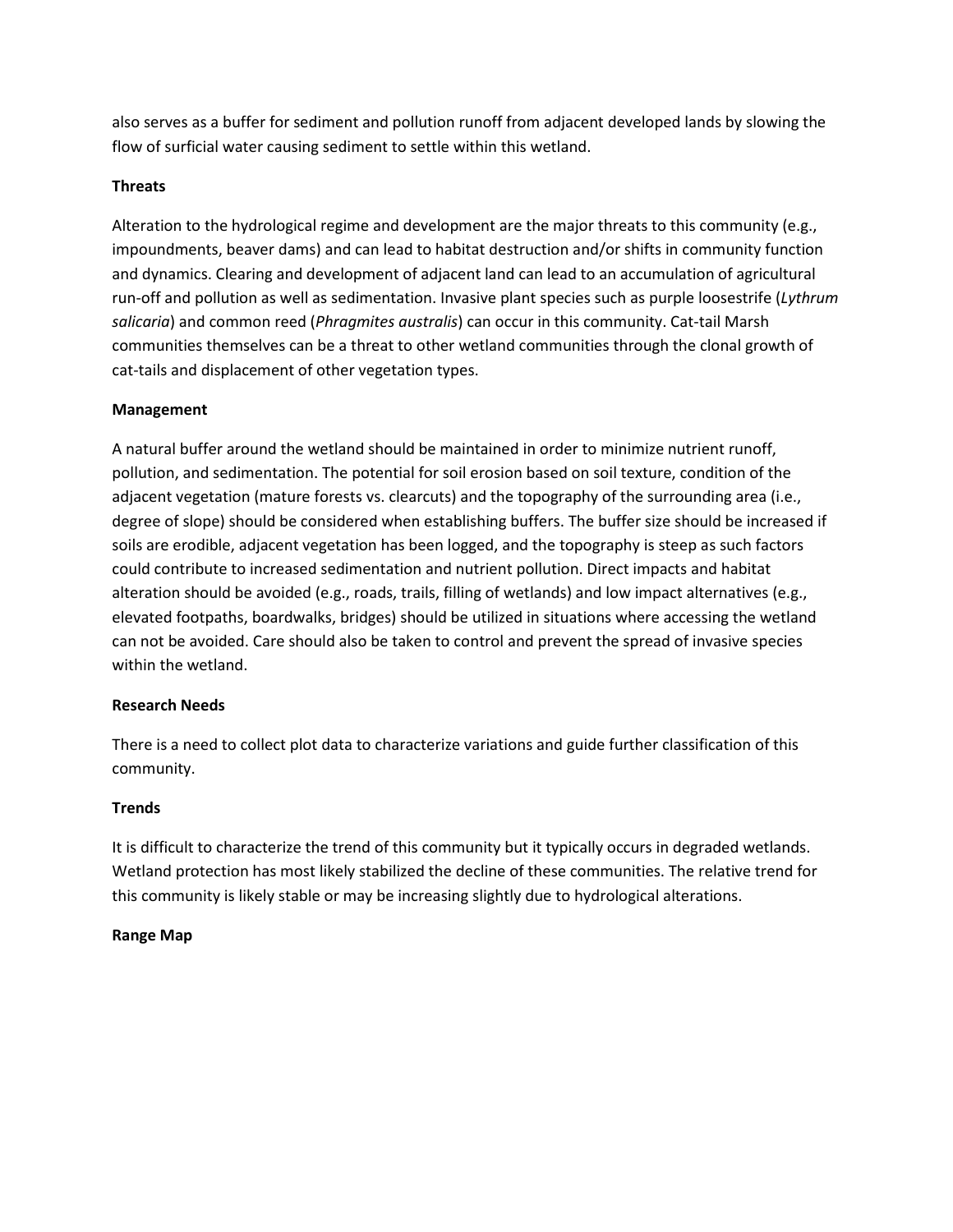also serves as a buffer for sediment and pollution runoff from adjacent developed lands by slowing the flow of surficial water causing sediment to settle within this wetland.

**Threats**

Alteration to the hydrological regime and development are the major threats to this community (e.g., impoundments, beaver dams) and can lead to habitat destruction and/or shifts in community function and dynamics. Clearing and development of adjacent land can lead to an accumulation of agricultural run-off and pollution as well as sedimentation. Invasive plant species such as purple loosestrife (*Lythrum salicaria*) and common reed (*Phragmites australis*) can occur in this community. Cat-tail Marsh communities themselves can be a threat to other wetland communities through the clonal growth of cat-tails and displacement of other vegetation types.

**Management**

A natural buffer around the wetland should be maintained in order to minimize nutrient runoff, pollution, and sedimentation. The potential for soil erosion based on soil texture, condition of the adjacent vegetation (mature forests vs. clearcuts) and the topography of the surrounding area (i.e., degree of slope) should be considered when establishing buffers. The buffer size should be increased if soils are erodible, adjacent vegetation has been logged, and the topography is steep as such factors could contribute to increased sedimentation and nutrient pollution. Direct impacts and habitat alteration should be avoided (e.g., roads, trails, filling of wetlands) and low impact alternatives (e.g., elevated footpaths, boardwalks, bridges) should be utilized in situations where accessing the wetland can not be avoided. Care should also be taken to control and prevent the spread of invasive species within the wetland.

**Research Needs**

There is a need to collect plot data to characterize variations and guide further classification of this community.

**Trends**

It is difficult to characterize the trend of this community but it typically occurs in degraded wetlands. Wetland protection has most likely stabilized the decline of these communities. The relative trend for this community is likely stable or may be increasing slightly due to hydrological alterations.

**Range Map**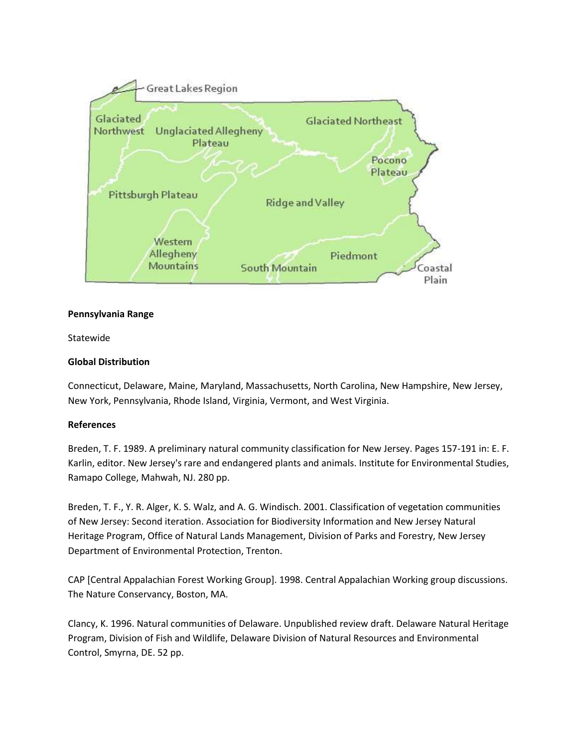**Pennsylvania Range**

Statewide

**Global Distribution**

Connecticut, Delaware, Maine, Maryland, Massachusetts, North Carolina, New Hampshire, New Jersey, New York, Pennsylvania, Rhode Island, Virginia, Vermont, and West Virginia.

**References**

Breden, T. F. 1989. A preliminary natural community classification for New Jersey. Pages 157-191 in: E. F. Karlin, editor. New Jersey's rare and endangered plants and animals. Institute for Environmental Studies, Ramapo College, Mahwah, NJ. 280 pp.

Breden, T. F., Y. R. Alger, K. S. Walz, and A. G. Windisch. 2001. Classification of vegetation communities of New Jersey: Second iteration. Association for Biodiversity Information and New Jersey Natural Heritage Program, Office of Natural Lands Management, Division of Parks and Forestry, New Jersey Department of Environmental Protection, Trenton.

CAP [Central Appalachian Forest Working Group]. 1998. Central Appalachian Working group discussions. The Nature Conservancy, Boston, MA.

Clancy, K. 1996. Natural communities of Delaware. Unpublished review draft. Delaware Natural Heritage Program, Division of Fish and Wildlife, Delaware Division of Natural Resources and Environmental Control, Smyrna, DE. 52 pp.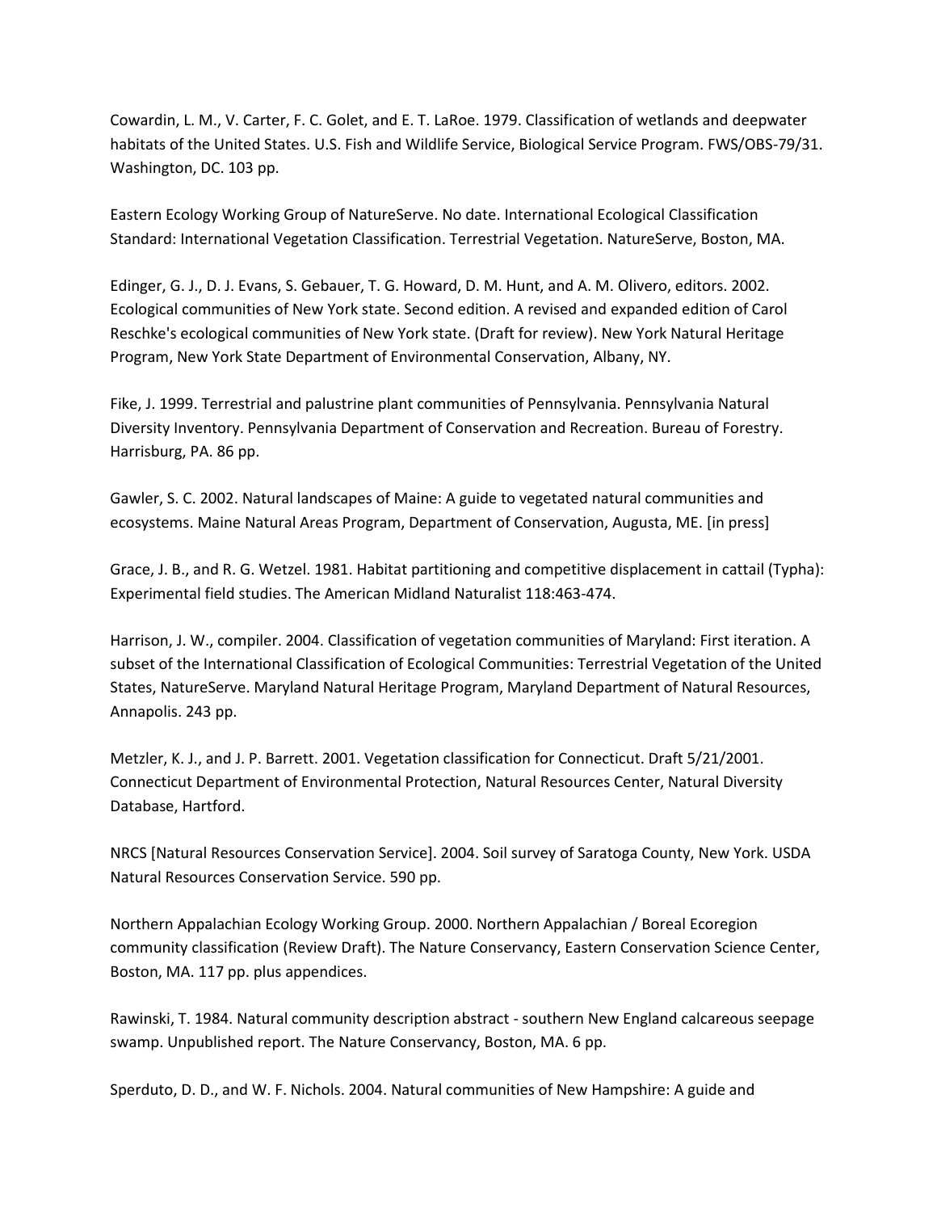Cowardin, L. M., V. Carter, F. C. Golet, and E. T. LaRoe. 1979. Classification of wetlands and deepwater habitats of the United States. U.S. Fish and Wildlife Service, Biological Service Program. FWS/OBS-79/31. Washington, DC. 103 pp.

Eastern Ecology Working Group of NatureServe. No date. International Ecological Classification Standard: International Vegetation Classification. Terrestrial Vegetation. NatureServe, Boston, MA.

Edinger, G. J., D. J. Evans, S. Gebauer, T. G. Howard, D. M. Hunt, and A. M. Olivero, editors. 2002. Ecological communities of New York state. Second edition. A revised and expanded edition of Carol Reschke's ecological communities of New York state. (Draft for review). New York Natural Heritage Program, New York State Department of Environmental Conservation, Albany, NY.

Fike, J. 1999. Terrestrial and palustrine plant communities of Pennsylvania. Pennsylvania Natural Diversity Inventory. Pennsylvania Department of Conservation and Recreation. Bureau of Forestry. Harrisburg, PA. 86 pp.

Gawler, S. C. 2002. Natural landscapes of Maine: A guide to vegetated natural communities and ecosystems. Maine Natural Areas Program, Department of Conservation, Augusta, ME. [in press]

Grace, J. B., and R. G. Wetzel. 1981. Habitat partitioning and competitive displacement in cattail (Typha): Experimental field studies. The American Midland Naturalist 118:463-474.

Harrison, J. W., compiler. 2004. Classification of vegetation communities of Maryland: First iteration. A subset of the International Classification of Ecological Communities: Terrestrial Vegetation of the United States, NatureServe. Maryland Natural Heritage Program, Maryland Department of Natural Resources, Annapolis. 243 pp.

Metzler, K. J., and J. P. Barrett. 2001. Vegetation classification for Connecticut. Draft 5/21/2001. Connecticut Department of Environmental Protection, Natural Resources Center, Natural Diversity Database, Hartford.

NRCS [Natural Resources Conservation Service]. 2004. Soil survey of Saratoga County, New York. USDA Natural Resources Conservation Service. 590 pp.

Northern Appalachian Ecology Working Group. 2000. Northern Appalachian / Boreal Ecoregion community classification (Review Draft). The Nature Conservancy, Eastern Conservation Science Center, Boston, MA. 117 pp. plus appendices.

Rawinski, T. 1984. Natural community description abstract - southern New England calcareous seepage swamp. Unpublished report. The Nature Conservancy, Boston, MA. 6 pp.

Sperduto, D. D., and W. F. Nichols. 2004. Natural communities of New Hampshire: A guide and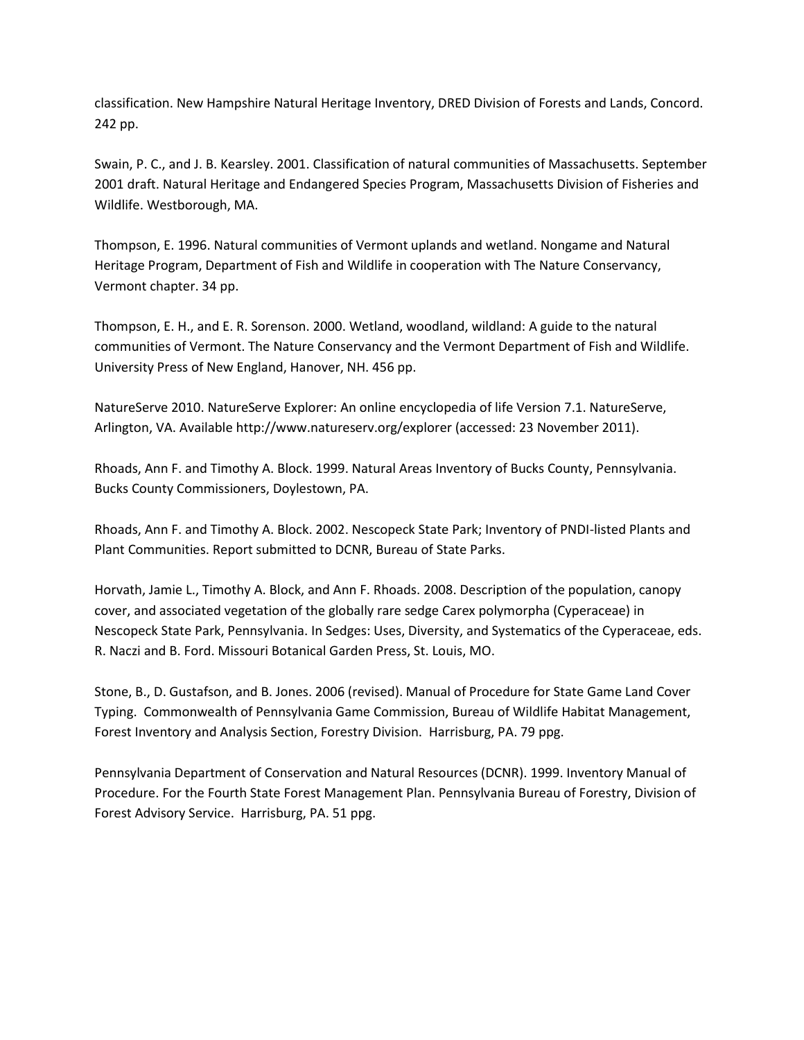classification. New Hampshire Natural Heritage Inventory, DRED Division of Forests and Lands, Concord. 242 pp.

Swain, P. C., and J. B. Kearsley. 2001. Classification of natural communities of Massachusetts. September 2001 draft. Natural Heritage and Endangered Species Program, Massachusetts Division of Fisheries and Wildlife. Westborough, MA.

Thompson, E. 1996. Natural communities of Vermont uplands and wetland. Nongame and Natural Heritage Program, Department of Fish and Wildlife in cooperation with The Nature Conservancy, Vermont chapter. 34 pp.

Thompson, E. H., and E. R. Sorenson. 2000. Wetland, woodland, wildland: A guide to the natural communities of Vermont. The Nature Conservancy and the Vermont Department of Fish and Wildlife. University Press of New England, Hanover, NH. 456 pp.

NatureServe 2010. NatureServe Explorer: An online encyclopedia of life Version 7.1. NatureServe, Arlington, VA. Available http://www.natureserv.org/explorer (accessed: 23 November 2011).

Rhoads, Ann F. and Timothy A. Block. 1999. Natural Areas Inventory of Bucks County, Pennsylvania. Bucks County Commissioners, Doylestown, PA.

Rhoads, Ann F. and Timothy A. Block. 2002. Nescopeck State Park; Inventory of PNDI-listed Plants and Plant Communities. Report submitted to DCNR, Bureau of State Parks.

Horvath, Jamie L., Timothy A. Block, and Ann F. Rhoads. 2008. Description of the population, canopy cover, and associated vegetation of the globally rare sedge Carex polymorpha (Cyperaceae) in Nescopeck State Park, Pennsylvania. In Sedges: Uses, Diversity, and Systematics of the Cyperaceae, eds. R. Naczi and B. Ford. Missouri Botanical Garden Press, St. Louis, MO.

Stone, B., D. Gustafson, and B. Jones. 2006 (revised). Manual of Procedure for State Game Land Cover Typing. Commonwealth of Pennsylvania Game Commission, Bureau of Wildlife Habitat Management, Forest Inventory and Analysis Section, Forestry Division. Harrisburg, PA. 79 ppg.

Pennsylvania Department of Conservation and Natural Resources (DCNR). 1999. Inventory Manual of Procedure. For the Fourth State Forest Management Plan. Pennsylvania Bureau of Forestry, Division of Forest Advisory Service. Harrisburg, PA. 51 ppg.